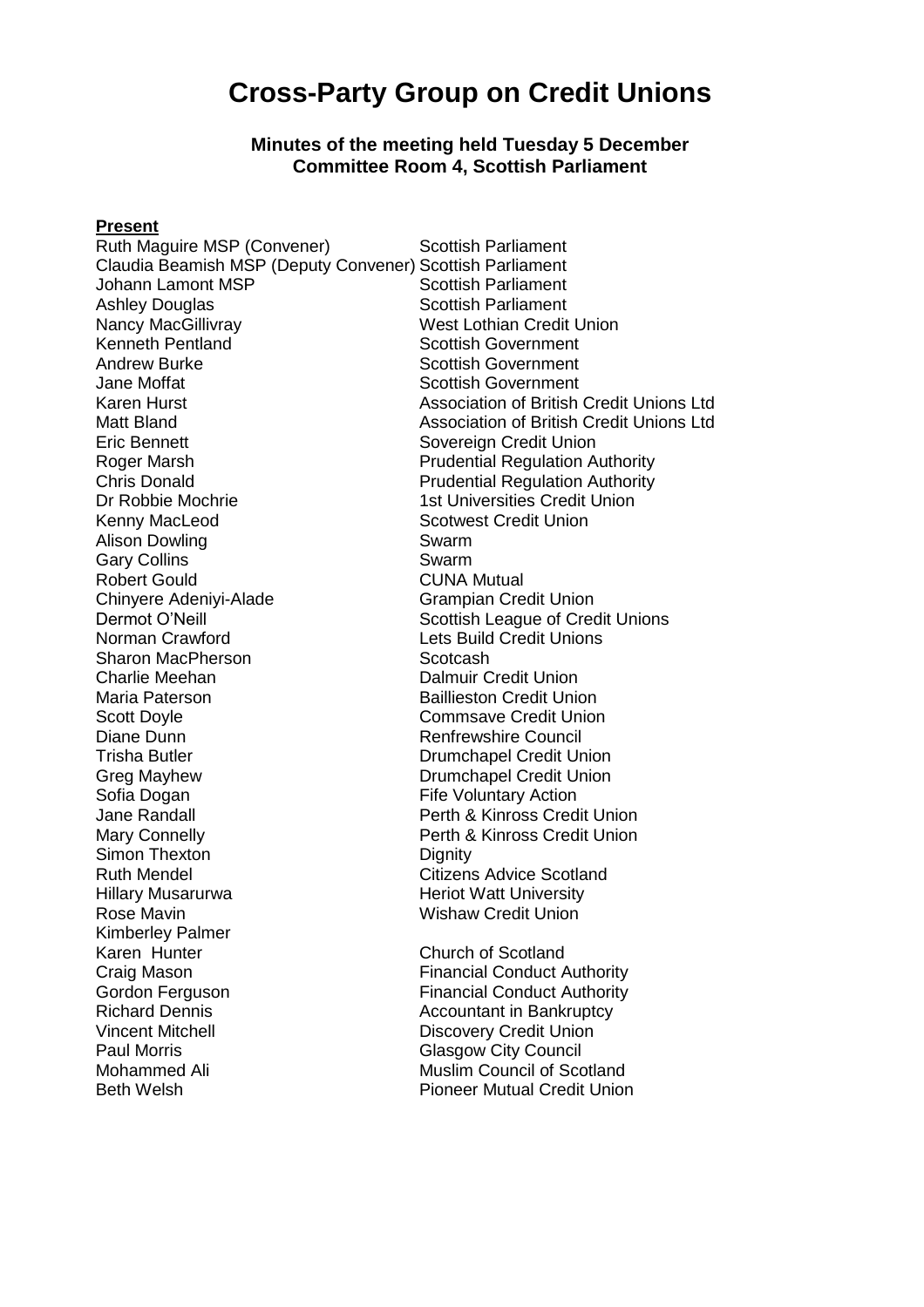# Cross-Party Group on Credit Unions

**Minutes of the meeting held Tuesday 5 December**
**Committee Room 4, Scottish Parliament**

**Present**

| | |
|---|---|
| Ruth Maguire MSP (Convener) | Scottish Parliament |
| Claudia Beamish MSP (Deputy Convener) | Scottish Parliament |
| Johann Lamont MSP | Scottish Parliament |
| Ashley Douglas | Scottish Parliament |
| Nancy MacGillivray | West Lothian Credit Union |
| Kenneth Pentland | Scottish Government |
| Andrew Burke | Scottish Government |
| Jane Moffat | Scottish Government |
| Karen Hurst | Association of British Credit Unions Ltd |
| Matt Bland | Association of British Credit Unions Ltd |
| Eric Bennett | Sovereign Credit Union |
| Roger Marsh | Prudential Regulation Authority |
| Chris Donald | Prudential Regulation Authority |
| Dr Robbie Mochrie | 1st Universities Credit Union |
| Kenny MacLeod | Scotwest Credit Union |
| Alison Dowling | Swarm |
| Gary Collins | Swarm |
| Robert Gould | CUNA Mutual |
| Chinyere Adeniyi-Alade | Grampian Credit Union |
| Dermot O'Neill | Scottish League of Credit Unions |
| Norman Crawford | Lets Build Credit Unions |
| Sharon MacPherson | Scotcash |
| Charlie Meehan | Dalmuir Credit Union |
| Maria Paterson | Baillieston Credit Union |
| Scott Doyle | Commsave Credit Union |
| Diane Dunn | Renfrewshire Council |
| Trisha Butler | Drumchapel Credit Union |
| Greg Mayhew | Drumchapel Credit Union |
| Sofia Dogan | Fife Voluntary Action |
| Jane Randall | Perth & Kinross Credit Union |
| Mary Connelly | Perth & Kinross Credit Union |
| Simon Thexton | Dignity |
| Ruth Mendel | Citizens Advice Scotland |
| Hillary Musarurwa | Heriot Watt University |
| Rose Mavin | Wishaw Credit Union |
| Kimberley Palmer | |
| Karen Hunter | Church of Scotland |
| Craig Mason | Financial Conduct Authority |
| Gordon Ferguson | Financial Conduct Authority |
| Richard Dennis | Accountant in Bankruptcy |
| Vincent Mitchell | Discovery Credit Union |
| Paul Morris | Glasgow City Council |
| Mohammed Ali | Muslim Council of Scotland |
| Beth Welsh | Pioneer Mutual Credit Union |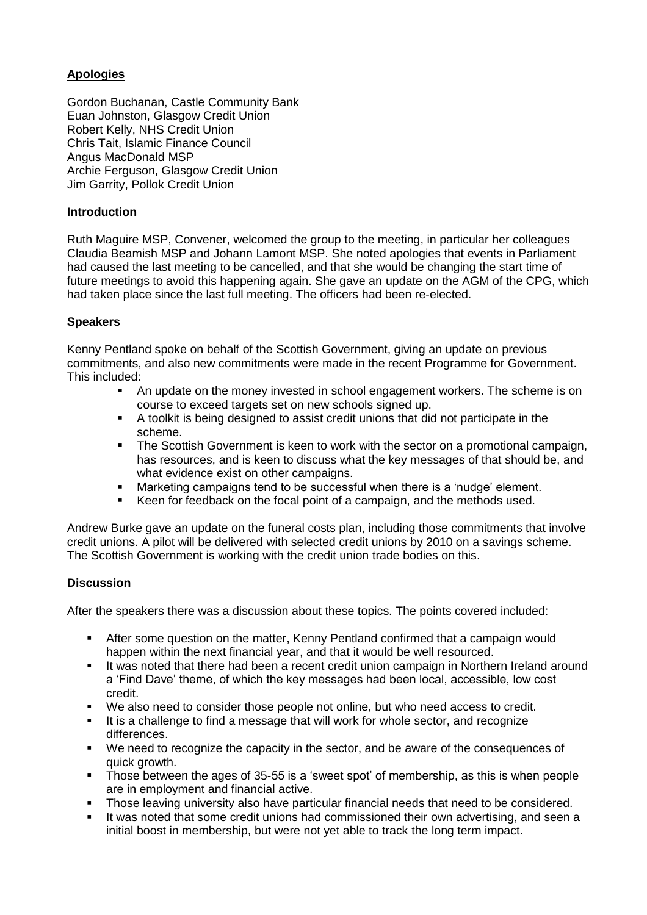## **Apologies**

Gordon Buchanan, Castle Community Bank
Euan Johnston, Glasgow Credit Union
Robert Kelly, NHS Credit Union
Chris Tait, Islamic Finance Council
Angus MacDonald MSP
Archie Ferguson, Glasgow Credit Union
Jim Garrity, Pollok Credit Union

### **Introduction**

Ruth Maguire MSP, Convener, welcomed the group to the meeting, in particular her colleagues Claudia Beamish MSP and Johann Lamont MSP. She noted apologies that events in Parliament had caused the last meeting to be cancelled, and that she would be changing the start time of future meetings to avoid this happening again. She gave an update on the AGM of the CPG, which had taken place since the last full meeting. The officers had been re-elected.

### **Speakers**

Kenny Pentland spoke on behalf of the Scottish Government, giving an update on previous commitments, and also new commitments were made in the recent Programme for Government. This included:

- An update on the money invested in school engagement workers. The scheme is on course to exceed targets set on new schools signed up.
- A toolkit is being designed to assist credit unions that did not participate in the scheme.
- The Scottish Government is keen to work with the sector on a promotional campaign, has resources, and is keen to discuss what the key messages of that should be, and what evidence exist on other campaigns.
- Marketing campaigns tend to be successful when there is a 'nudge' element.
- Keen for feedback on the focal point of a campaign, and the methods used.

Andrew Burke gave an update on the funeral costs plan, including those commitments that involve credit unions. A pilot will be delivered with selected credit unions by 2010 on a savings scheme. The Scottish Government is working with the credit union trade bodies on this.

### **Discussion**

After the speakers there was a discussion about these topics. The points covered included:

- After some question on the matter, Kenny Pentland confirmed that a campaign would happen within the next financial year, and that it would be well resourced.
- It was noted that there had been a recent credit union campaign in Northern Ireland around a 'Find Dave' theme, of which the key messages had been local, accessible, low cost credit.
- We also need to consider those people not online, but who need access to credit.
- It is a challenge to find a message that will work for whole sector, and recognize differences.
- We need to recognize the capacity in the sector, and be aware of the consequences of quick growth.
- Those between the ages of 35-55 is a 'sweet spot' of membership, as this is when people are in employment and financial active.
- Those leaving university also have particular financial needs that need to be considered.
- It was noted that some credit unions had commissioned their own advertising, and seen a initial boost in membership, but were not yet able to track the long term impact.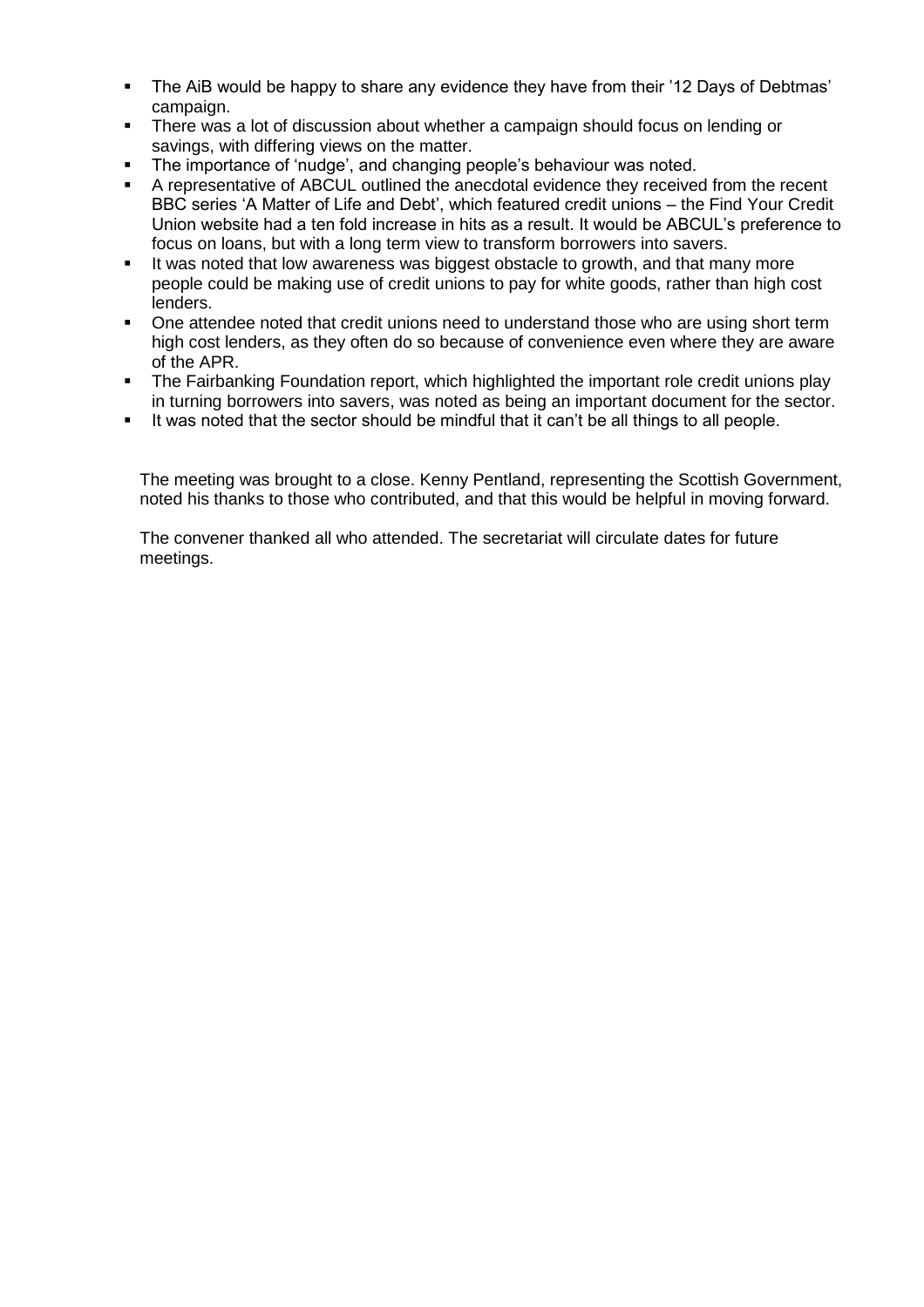- The AiB would be happy to share any evidence they have from their '12 Days of Debtmas' campaign.
- There was a lot of discussion about whether a campaign should focus on lending or savings, with differing views on the matter.
- The importance of 'nudge', and changing people's behaviour was noted.
- A representative of ABCUL outlined the anecdotal evidence they received from the recent BBC series 'A Matter of Life and Debt', which featured credit unions – the Find Your Credit Union website had a ten fold increase in hits as a result. It would be ABCUL's preference to focus on loans, but with a long term view to transform borrowers into savers.
- It was noted that low awareness was biggest obstacle to growth, and that many more people could be making use of credit unions to pay for white goods, rather than high cost lenders.
- One attendee noted that credit unions need to understand those who are using short term high cost lenders, as they often do so because of convenience even where they are aware of the APR.
- The Fairbanking Foundation report, which highlighted the important role credit unions play in turning borrowers into savers, was noted as being an important document for the sector.
- It was noted that the sector should be mindful that it can't be all things to all people.

The meeting was brought to a close. Kenny Pentland, representing the Scottish Government, noted his thanks to those who contributed, and that this would be helpful in moving forward.

The convener thanked all who attended. The secretariat will circulate dates for future meetings.